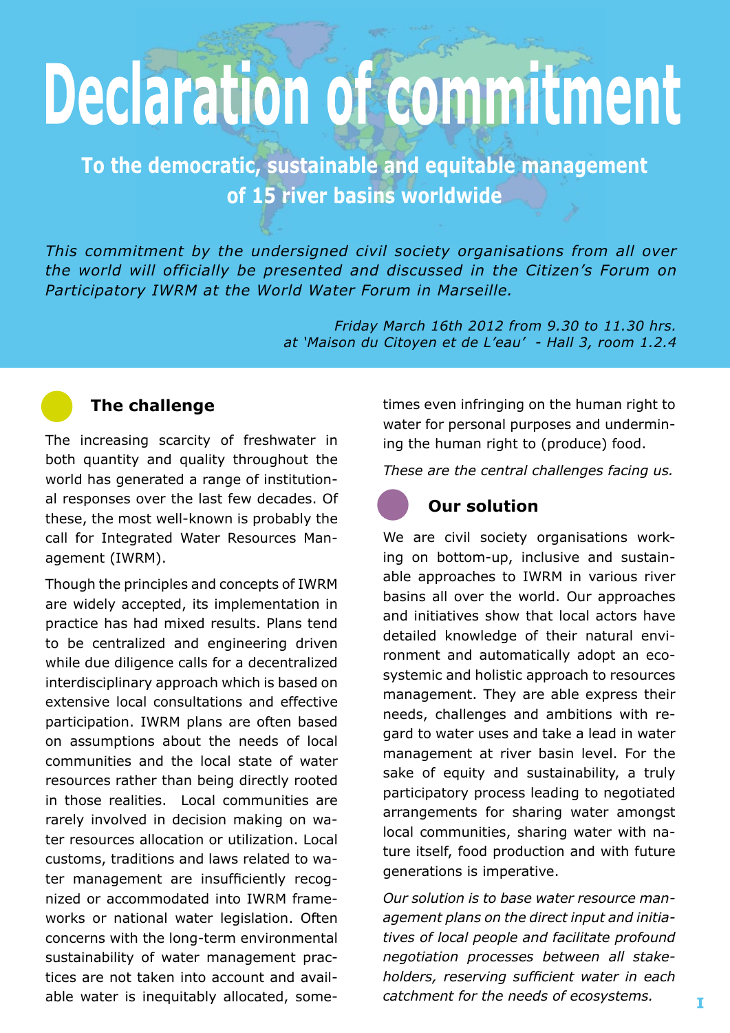# Declaration of commitment

## To the democratic, sustainable and equitable management of 15 river basins worldwide

*This commitment by the undersigned civil society organisations from all over the world will officially be presented and discussed in the Citizen's Forum on Participatory IWRM at the World Water Forum in Marseille.*

*Friday March 16th 2012 from 9.30 to 11.30 hrs. at 'Maison du Citoyen et de L'eau' - Hall 3, room 1.2.4*

### The challenge

The increasing scarcity of freshwater in both quantity and quality throughout the world has generated a range of institutional responses over the last few decades. Of these, the most well-known is probably the call for Integrated Water Resources Management (IWRM).

Though the principles and concepts of IWRM are widely accepted, its implementation in practice has had mixed results. Plans tend to be centralized and engineering driven while due diligence calls for a decentralized interdisciplinary approach which is based on extensive local consultations and effective participation. IWRM plans are often based on assumptions about the needs of local communities and the local state of water resources rather than being directly rooted in those realities. Local communities are rarely involved in decision making on water resources allocation or utilization. Local customs, traditions and laws related to water management are insufficiently recognized or accommodated into IWRM frameworks or national water legislation. Often concerns with the long-term environmental sustainability of water management practices are not taken into account and available water is inequitably allocated, sometimes even infringing on the human right to water for personal purposes and undermining the human right to (produce) food.

*These are the central challenges facing us.*

### Our solution

We are civil society organisations working on bottom-up, inclusive and sustainable approaches to IWRM in various river basins all over the world. Our approaches and initiatives show that local actors have detailed knowledge of their natural environment and automatically adopt an ecosystemic and holistic approach to resources management. They are able express their needs, challenges and ambitions with regard to water uses and take a lead in water management at river basin level. For the sake of equity and sustainability, a truly participatory process leading to negotiated arrangements for sharing water amongst local communities, sharing water with nature itself, food production and with future generations is imperative.

*Our solution is to base water resource management plans on the direct input and initiatives of local people and facilitate profound negotiation processes between all stakeholders, reserving sufficient water in each catchment for the needs of ecosystems.*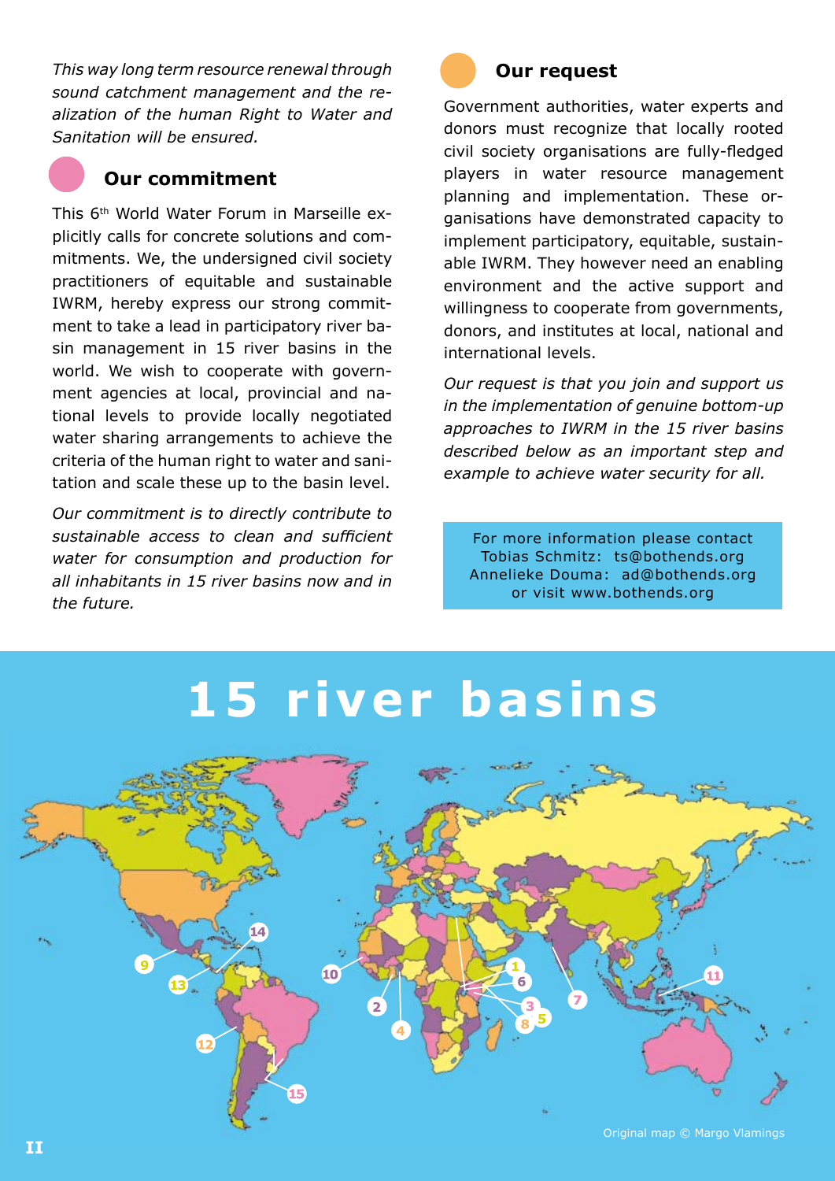*This way long term resource renewal through sound catchment management and the realization of the human Right to Water and Sanitation will be ensured.*

## Our commitment

This 6th World Water Forum in Marseille explicitly calls for concrete solutions and commitments. We, the undersigned civil society practitioners of equitable and sustainable IWRM, hereby express our strong commitment to take a lead in participatory river basin management in 15 river basins in the world. We wish to cooperate with government agencies at local, provincial and national levels to provide locally negotiated water sharing arrangements to achieve the criteria of the human right to water and sanitation and scale these up to the basin level.

*Our commitment is to directly contribute to sustainable access to clean and sufficient water for consumption and production for all inhabitants in 15 river basins now and in the future.*

## Our request

Government authorities, water experts and donors must recognize that locally rooted civil society organisations are fully-fledged players in water resource management planning and implementation. These organisations have demonstrated capacity to implement participatory, equitable, sustainable IWRM. They however need an enabling environment and the active support and willingness to cooperate from governments, donors, and institutes at local, national and international levels.

*Our request is that you join and support us in the implementation of genuine bottom-up approaches to IWRM in the 15 river basins described below as an important step and example to achieve water security for all.*

For more information please contact
Tobias Schmitz: ts@bothends.org
Annelieke Douma: ad@bothends.org
or visit www.bothends.org

# 15 river basins

Original map © Margo Vlamings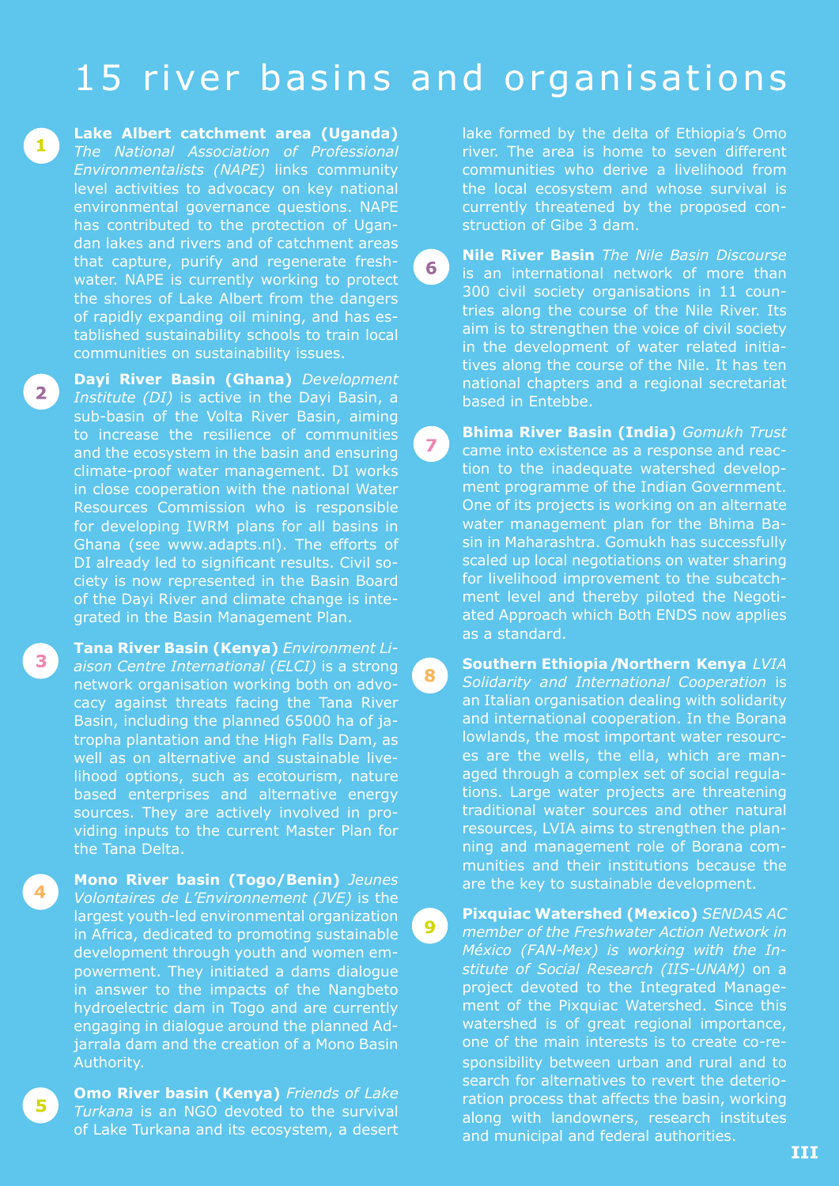# 15 river basins and organisations

1. **Lake Albert catchment area (Uganda)** *The National Association of Professional Environmentalists (NAPE)* links community level activities to advocacy on key national environmental governance questions. NAPE has contributed to the protection of Ugandan lakes and rivers and of catchment areas that capture, purify and regenerate freshwater. NAPE is currently working to protect the shores of Lake Albert from the dangers of rapidly expanding oil mining, and has established sustainability schools to train local communities on sustainability issues.

2. **Dayi River Basin (Ghana)** *Development Institute (DI)* is active in the Dayi Basin, a sub-basin of the Volta River Basin, aiming to increase the resilience of communities and the ecosystem in the basin and ensuring climate-proof water management. DI works in close cooperation with the national Water Resources Commission who is responsible for developing IWRM plans for all basins in Ghana (see www.adapts.nl). The efforts of DI already led to significant results. Civil society is now represented in the Basin Board of the Dayi River and climate change is integrated in the Basin Management Plan.

3. **Tana River Basin (Kenya)** *Environment Liaison Centre International (ELCI)* is a strong network organisation working both on advocacy against threats facing the Tana River Basin, including the planned 65000 ha of jatropha plantation and the High Falls Dam, as well as on alternative and sustainable livelihood options, such as ecotourism, nature based enterprises and alternative energy sources. They are actively involved in providing inputs to the current Master Plan for the Tana Delta.

4. **Mono River basin (Togo/Benin)** *Jeunes Volontaires de L'Environnement (JVE)* is the largest youth-led environmental organization in Africa, dedicated to promoting sustainable development through youth and women empowerment. They initiated a dams dialogue in answer to the impacts of the Nangbeto hydroelectric dam in Togo and are currently engaging in dialogue around the planned Adjarrala dam and the creation of a Mono Basin Authority.

5. **Omo River basin (Kenya)** *Friends of Lake Turkana* is an NGO devoted to the survival of Lake Turkana and its ecosystem, a desert lake formed by the delta of Ethiopia's Omo river. The area is home to seven different communities who derive a livelihood from the local ecosystem and whose survival is currently threatened by the proposed construction of Gibe 3 dam.

6. **Nile River Basin** *The Nile Basin Discourse* is an international network of more than 300 civil society organisations in 11 countries along the course of the Nile River. Its aim is to strengthen the voice of civil society in the development of water related initiatives along the course of the Nile. It has ten national chapters and a regional secretariat based in Entebbe.

7. **Bhima River Basin (India)** *Gomukh Trust* came into existence as a response and reaction to the inadequate watershed development programme of the Indian Government. One of its projects is working on an alternate water management plan for the Bhima Basin in Maharashtra. Gomukh has successfully scaled up local negotiations on water sharing for livelihood improvement to the subcatchment level and thereby piloted the Negotiated Approach which Both ENDS now applies as a standard.

8. **Southern Ethiopia /Northern Kenya** *LVIA Solidarity and International Cooperation* is an Italian organisation dealing with solidarity and international cooperation. In the Borana lowlands, the most important water resources are the wells, the ella, which are managed through a complex set of social regulations. Large water projects are threatening traditional water sources and other natural resources, LVIA aims to strengthen the planning and management role of Borana communities and their institutions because the are the key to sustainable development.

9. **Pixquiac Watershed (Mexico)** *SENDAS AC member of the Freshwater Action Network in México (FAN-Mex) is working with the Institute of Social Research (IIS-UNAM)* on a project devoted to the Integrated Management of the Pixquiac Watershed. Since this watershed is of great regional importance, one of the main interests is to create co-responsibility between urban and rural and to search for alternatives to revert the deterioration process that affects the basin, working along with landowners, research institutes and municipal and federal authorities.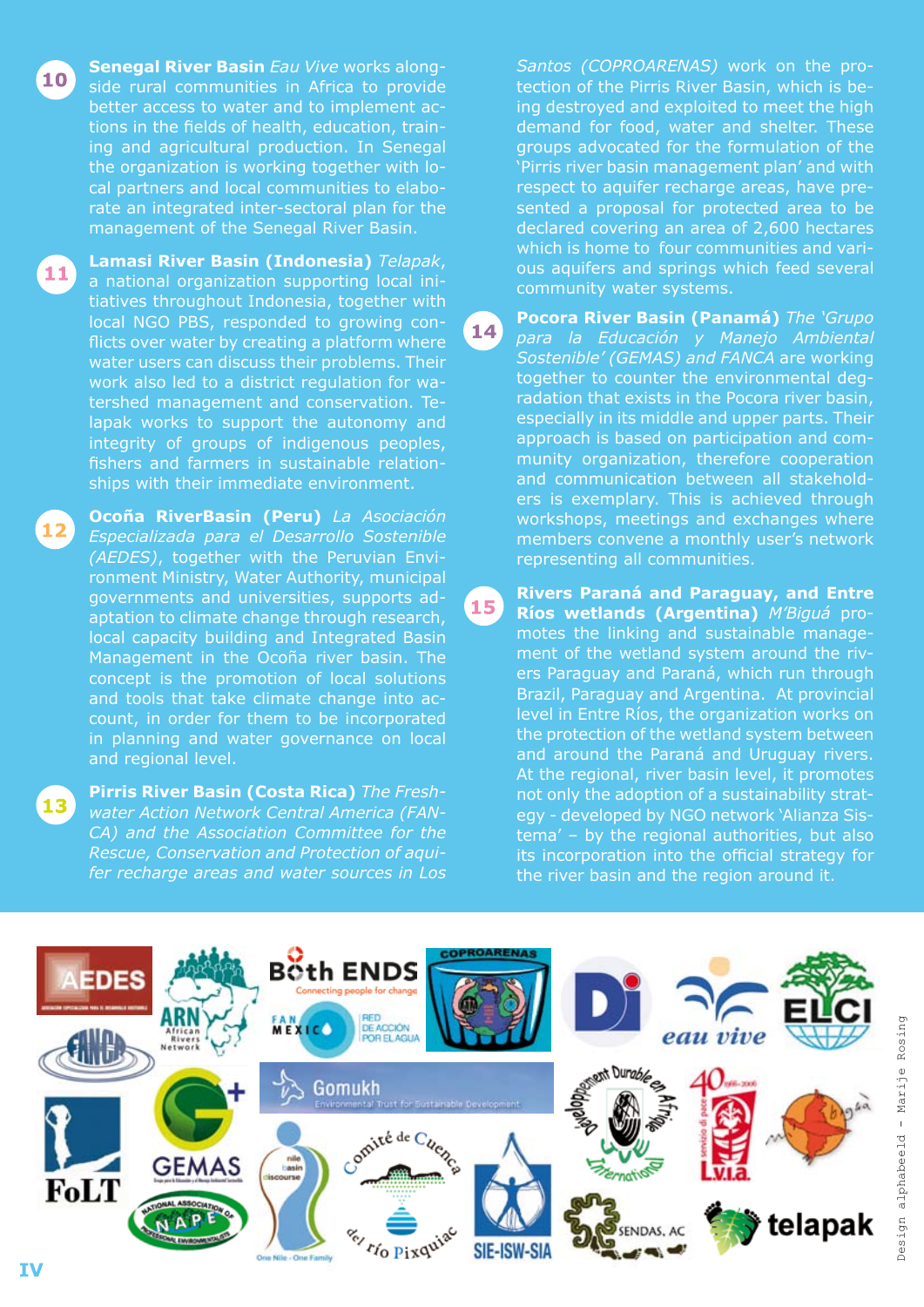**10** **Senegal River Basin** *Eau Vive* works alongside rural communities in Africa to provide better access to water and to implement actions in the fields of health, education, training and agricultural production. In Senegal the organization is working together with local partners and local communities to elaborate an integrated inter-sectoral plan for the management of the Senegal River Basin.

**11** **Lamasi River Basin (Indonesia)** *Telapak*, a national organization supporting local initiatives throughout Indonesia, together with local NGO PBS, responded to growing conflicts over water by creating a platform where water users can discuss their problems. Their work also led to a district regulation for watershed management and conservation. Telapak works to support the autonomy and integrity of groups of indigenous peoples, fishers and farmers in sustainable relationships with their immediate environment.

**12** **Ocoña RiverBasin (Peru)** *La Asociación Especializada para el Desarrollo Sostenible (AEDES)*, together with the Peruvian Environment Ministry, Water Authority, municipal governments and universities, supports adaptation to climate change through research, local capacity building and Integrated Basin Management in the Ocoña river basin. The concept is the promotion of local solutions and tools that take climate change into account, in order for them to be incorporated in planning and water governance on local and regional level.

**13** **Pirris River Basin (Costa Rica)** *The Freshwater Action Network Central America (FANCA) and the Association Committee for the Rescue, Conservation and Protection of aquifer recharge areas and water sources in Los Santos (COPROARENAS)* work on the protection of the Pirris River Basin, which is being destroyed and exploited to meet the high demand for food, water and shelter. These groups advocated for the formulation of the 'Pirris river basin management plan' and with respect to aquifer recharge areas, have presented a proposal for protected area to be declared covering an area of 2,600 hectares which is home to four communities and various aquifers and springs which feed several community water systems.

**14** **Pocora River Basin (Panamá)** *The 'Grupo para la Educación y Manejo Ambiental Sostenible' (GEMAS) and FANCA* are working together to counter the environmental degradation that exists in the Pocora river basin, especially in its middle and upper parts. Their approach is based on participation and community organization, therefore cooperation and communication between all stakeholders is exemplary. This is achieved through workshops, meetings and exchanges where members convene a monthly user's network representing all communities.

**15** **Rivers Paraná and Paraguay, and Entre Ríos wetlands (Argentina)** *M'Biguá* promotes the linking and sustainable management of the wetland system around the rivers Paraguay and Paraná, which run through Brazil, Paraguay and Argentina. At provincial level in Entre Ríos, the organization works on the protection of the wetland system between and around the Paraná and Uruguay rivers. At the regional, river basin level, it promotes not only the adoption of a sustainability strategy - developed by NGO network 'Alianza Sistema' – by the regional authorities, but also its incorporation into the official strategy for the river basin and the region around it.

Design alphabeeld - Marije Rosing